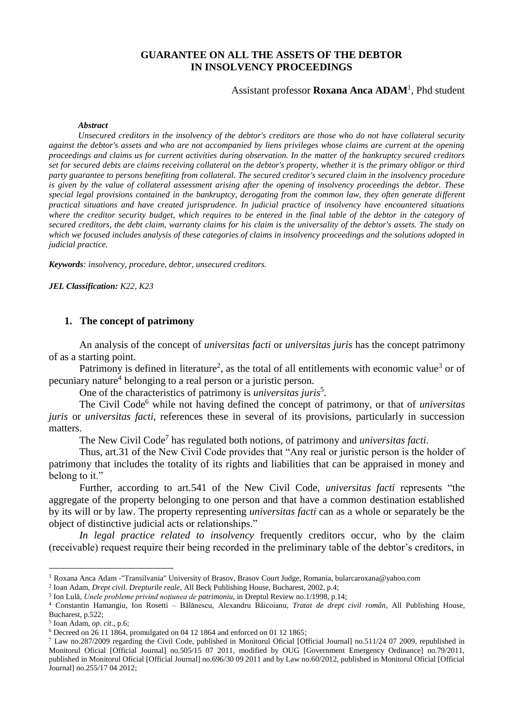# GUARANTEE ON ALL THE ASSETS OF THE DEBTOR IN INSOLVENCY PROCEEDINGS

Assistant professor **Roxana Anca ADAM**[1], Phd student

***Abstract***

*Unsecured creditors in the insolvency of the debtor's creditors are those who do not have collateral security against the debtor's assets and who are not accompanied by liens privileges whose claims are current at the opening proceedings and claims us for current activities during observation. In the matter of the bankruptcy secured creditors set for secured debts are claims receiving collateral on the debtor's property, whether it is the primary obligor or third party guarantee to persons benefiting from collateral. The secured creditor's secured claim in the insolvency procedure is given by the value of collateral assessment arising after the opening of insolvency proceedings the debtor. These special legal provisions contained in the bankruptcy, derogating from the common law, they often generate different practical situations and have created jurisprudence. In judicial practice of insolvency have encountered situations where the creditor security budget, which requires to be entered in the final table of the debtor in the category of secured creditors, the debt claim, warranty claims for his claim is the universality of the debtor's assets. The study on which we focused includes analysis of these categories of claims in insolvency proceedings and the solutions adopted in judicial practice.*

***Keywords****: insolvency, procedure, debtor, unsecured creditors.*

***JEL Classification:*** *K22, K23*

## 1. The concept of patrimony

An analysis of the concept of *universitas facti* or *universitas juris* has the concept patrimony of as a starting point.

Patrimony is defined in literature[2], as the total of all entitlements with economic value[3] or of pecuniary nature[4] belonging to a real person or a juristic person.

One of the characteristics of patrimony is *universitas juris*[5].

The Civil Code[6] while not having defined the concept of patrimony, or that of *universitas juris* or *universitas facti*, references these in several of its provisions, particularly in succession matters.

The New Civil Code[7] has regulated both notions, of patrimony and *universitas facti*.

Thus, art.31 of the New Civil Code provides that "Any real or juristic person is the holder of patrimony that includes the totality of its rights and liabilities that can be appraised in money and belong to it."

Further, according to art.541 of the New Civil Code, *universitas facti* represents "the aggregate of the property belonging to one person and that have a common destination established by its will or by law. The property representing *universitas facti* can as a whole or separately be the object of distinctive judicial acts or relationships."

*In legal practice related to insolvency* frequently creditors occur, who by the claim (receivable) request require their being recorded in the preliminary table of the debtor's creditors, in

---

[1] Roxana Anca Adam -"Transilvania" University of Brasov, Brasov Court Judge, Romania, bularcaroxana@yahoo.com

[2] Ioan Adam, *Drept civil. Drepturile reale*, All Beck Publishing House, Bucharest, 2002, p.4;

[3] Ion Lulă, *Unele probleme privind noțiunea de patrimoniu*, in Dreptul Review no.1/1998, p.14;

[4] Constantin Hamangiu, Ion Rosetti – Bălănescu, Alexandru Băicoianu, *Tratat de drept civil român*, All Publishing House, Bucharest, p.522;

[5] Ioan Adam, *op. cit*., p.6;

[6] Decreed on 26 11 1864, promulgated on 04 12 1864 and enforced on 01 12 1865;

[7] Law no.287/2009 regarding the Civil Code, published in Monitorul Oficial [Official Journal] no.511/24 07 2009, republished in Monitorul Oficial [Official Journal] no.505/15 07 2011, modified by OUG [Government Emergency Ordinance] no.79/2011, published in Monitorul Oficial [Official Journal] no.696/30 09 2011 and by Law no.60/2012, published in Monitorul Oficial [Official Journal] no.255/17 04 2012;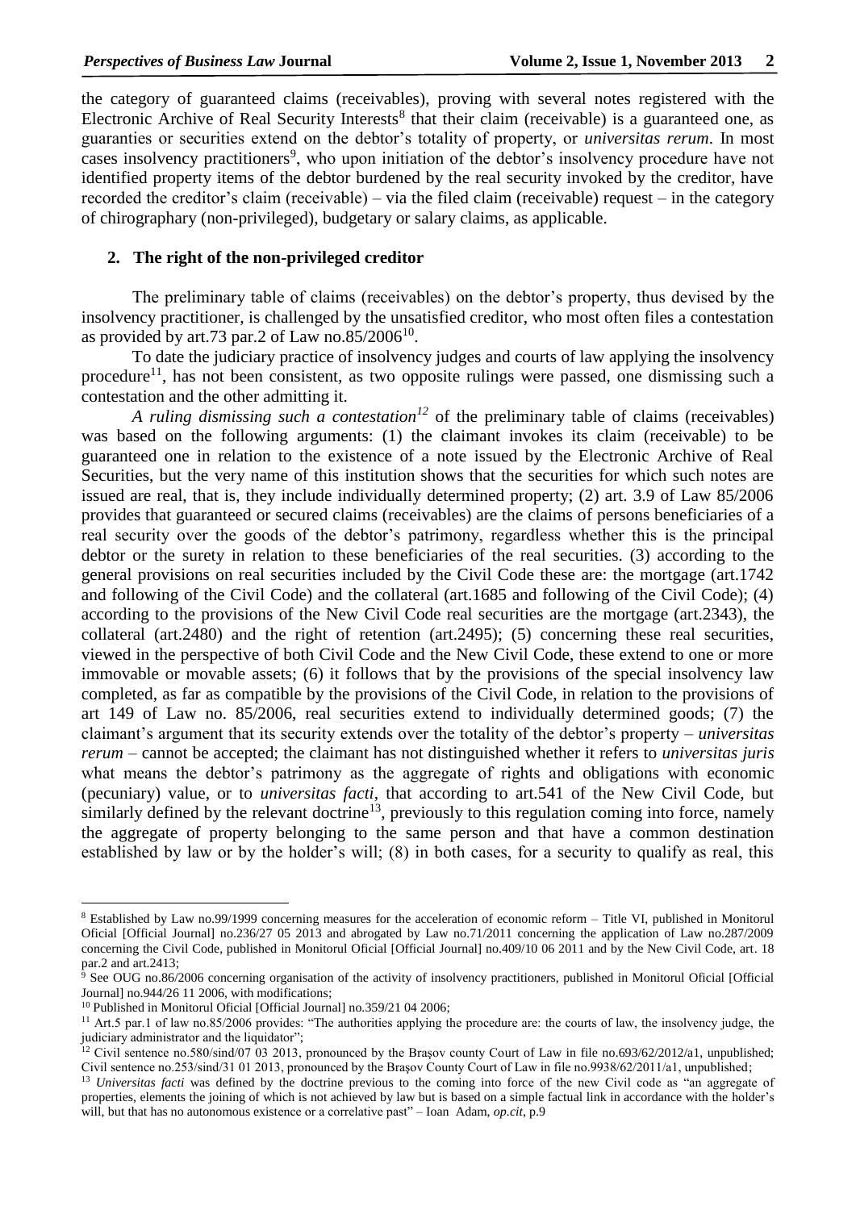the category of guaranteed claims (receivables), proving with several notes registered with the Electronic Archive of Real Security Interests[8] that their claim (receivable) is a guaranteed one, as guaranties or securities extend on the debtor's totality of property, or *universitas rerum*. In most cases insolvency practitioners[9], who upon initiation of the debtor's insolvency procedure have not identified property items of the debtor burdened by the real security invoked by the creditor, have recorded the creditor's claim (receivable) – via the filed claim (receivable) request – in the category of chirographary (non-privileged), budgetary or salary claims, as applicable.

## 2. The right of the non-privileged creditor

The preliminary table of claims (receivables) on the debtor's property, thus devised by the insolvency practitioner, is challenged by the unsatisfied creditor, who most often files a contestation as provided by art.73 par.2 of Law no.85/2006[10].

To date the judiciary practice of insolvency judges and courts of law applying the insolvency procedure[11], has not been consistent, as two opposite rulings were passed, one dismissing such a contestation and the other admitting it.

*A ruling dismissing such a contestation*[12] of the preliminary table of claims (receivables) was based on the following arguments: (1) the claimant invokes its claim (receivable) to be guaranteed one in relation to the existence of a note issued by the Electronic Archive of Real Securities, but the very name of this institution shows that the securities for which such notes are issued are real, that is, they include individually determined property; (2) art. 3.9 of Law 85/2006 provides that guaranteed or secured claims (receivables) are the claims of persons beneficiaries of a real security over the goods of the debtor's patrimony, regardless whether this is the principal debtor or the surety in relation to these beneficiaries of the real securities. (3) according to the general provisions on real securities included by the Civil Code these are: the mortgage (art.1742 and following of the Civil Code) and the collateral (art.1685 and following of the Civil Code); (4) according to the provisions of the New Civil Code real securities are the mortgage (art.2343), the collateral (art.2480) and the right of retention (art.2495); (5) concerning these real securities, viewed in the perspective of both Civil Code and the New Civil Code, these extend to one or more immovable or movable assets; (6) it follows that by the provisions of the special insolvency law completed, as far as compatible by the provisions of the Civil Code, in relation to the provisions of art 149 of Law no. 85/2006, real securities extend to individually determined goods; (7) the claimant's argument that its security extends over the totality of the debtor's property – *universitas rerum* – cannot be accepted; the claimant has not distinguished whether it refers to *universitas juris* what means the debtor's patrimony as the aggregate of rights and obligations with economic (pecuniary) value, or to *universitas facti*, that according to art.541 of the New Civil Code, but similarly defined by the relevant doctrine[13], previously to this regulation coming into force, namely the aggregate of property belonging to the same person and that have a common destination established by law or by the holder's will; (8) in both cases, for a security to qualify as real, this

---

[8] Established by Law no.99/1999 concerning measures for the acceleration of economic reform – Title VI, published in Monitorul Oficial [Official Journal] no.236/27 05 2013 and abrogated by Law no.71/2011 concerning the application of Law no.287/2009 concerning the Civil Code, published in Monitorul Oficial [Official Journal] no.409/10 06 2011 and by the New Civil Code, art. 18 par.2 and art.2413;

[9] See OUG no.86/2006 concerning organisation of the activity of insolvency practitioners, published in Monitorul Oficial [Official Journal] no.944/26 11 2006, with modifications;

[10] Published in Monitorul Oficial [Official Journal] no.359/21 04 2006;

[11] Art.5 par.1 of law no.85/2006 provides: "The authorities applying the procedure are: the courts of law, the insolvency judge, the judiciary administrator and the liquidator";

[12] Civil sentence no.580/sind/07 03 2013, pronounced by the Braşov county Court of Law in file no.693/62/2012/a1, unpublished; Civil sentence no.253/sind/31 01 2013, pronounced by the Braşov County Court of Law in file no.9938/62/2011/a1, unpublished;

[13] *Universitas facti* was defined by the doctrine previous to the coming into force of the new Civil code as "an aggregate of properties, elements the joining of which is not achieved by law but is based on a simple factual link in accordance with the holder's will, but that has no autonomous existence or a correlative past" – Ioan Adam, *op.cit*, p.9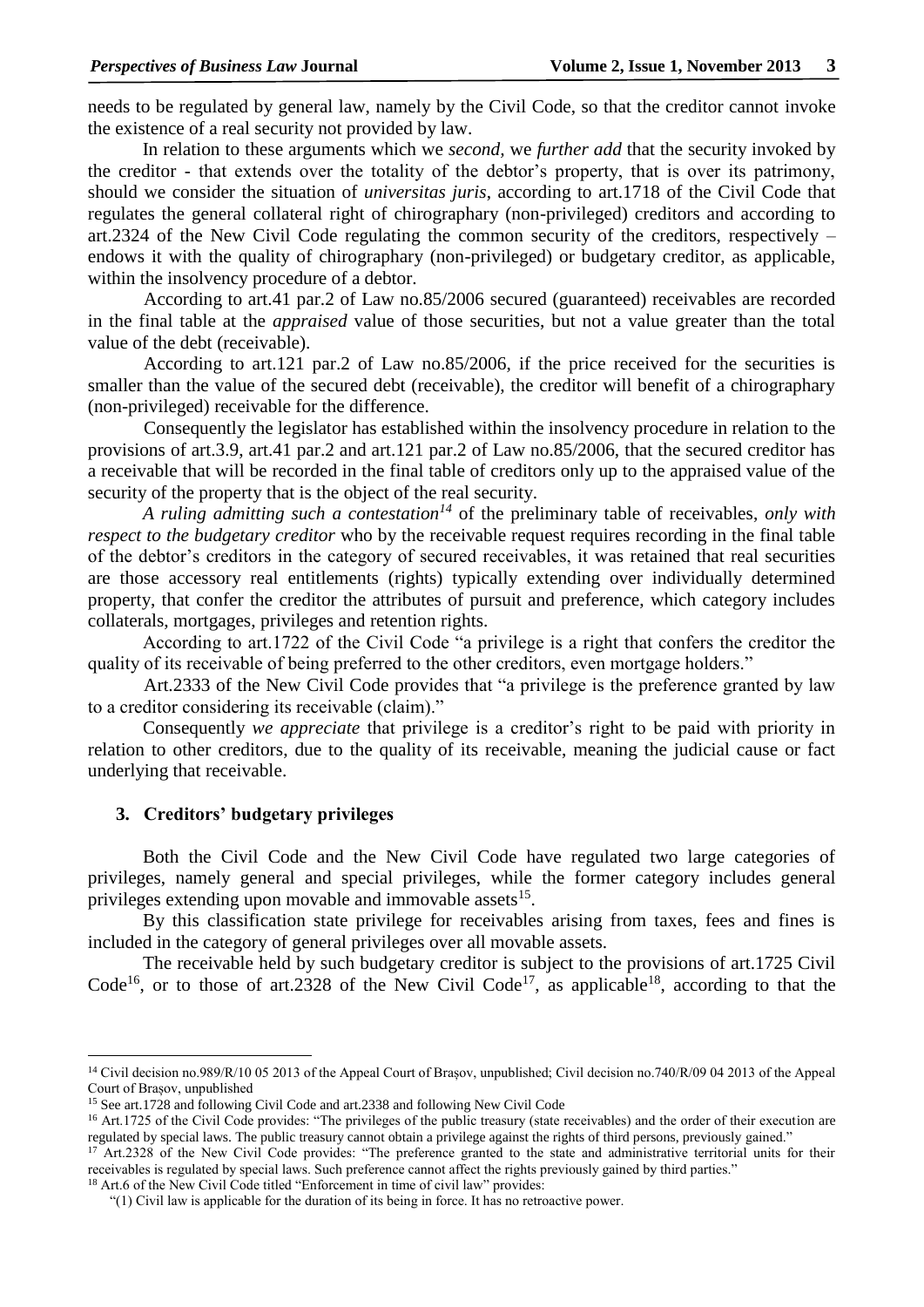needs to be regulated by general law, namely by the Civil Code, so that the creditor cannot invoke the existence of a real security not provided by law.

In relation to these arguments which we *second,* we *further add* that the security invoked by the creditor - that extends over the totality of the debtor's property, that is over its patrimony, should we consider the situation of *universitas juris*, according to art.1718 of the Civil Code that regulates the general collateral right of chirographary (non-privileged) creditors and according to art.2324 of the New Civil Code regulating the common security of the creditors, respectively – endows it with the quality of chirographary (non-privileged) or budgetary creditor, as applicable, within the insolvency procedure of a debtor.

According to art.41 par.2 of Law no.85/2006 secured (guaranteed) receivables are recorded in the final table at the *appraised* value of those securities, but not a value greater than the total value of the debt (receivable).

According to art.121 par.2 of Law no.85/2006, if the price received for the securities is smaller than the value of the secured debt (receivable), the creditor will benefit of a chirographary (non-privileged) receivable for the difference.

Consequently the legislator has established within the insolvency procedure in relation to the provisions of art.3.9, art.41 par.2 and art.121 par.2 of Law no.85/2006, that the secured creditor has a receivable that will be recorded in the final table of creditors only up to the appraised value of the security of the property that is the object of the real security.

*A ruling admitting such a contestation*[14] of the preliminary table of receivables, *only with respect to the budgetary creditor* who by the receivable request requires recording in the final table of the debtor's creditors in the category of secured receivables, it was retained that real securities are those accessory real entitlements (rights) typically extending over individually determined property, that confer the creditor the attributes of pursuit and preference, which category includes collaterals, mortgages, privileges and retention rights.

According to art.1722 of the Civil Code "a privilege is a right that confers the creditor the quality of its receivable of being preferred to the other creditors, even mortgage holders."

Art.2333 of the New Civil Code provides that "a privilege is the preference granted by law to a creditor considering its receivable (claim)."

Consequently *we appreciate* that privilege is a creditor's right to be paid with priority in relation to other creditors, due to the quality of its receivable, meaning the judicial cause or fact underlying that receivable.

## 3. Creditors' budgetary privileges

Both the Civil Code and the New Civil Code have regulated two large categories of privileges, namely general and special privileges, while the former category includes general privileges extending upon movable and immovable assets[15].

By this classification state privilege for receivables arising from taxes, fees and fines is included in the category of general privileges over all movable assets.

The receivable held by such budgetary creditor is subject to the provisions of art.1725 Civil Code[16], or to those of art.2328 of the New Civil Code[17], as applicable[18], according to that the

---

[14] Civil decision no.989/R/10 05 2013 of the Appeal Court of Brașov, unpublished; Civil decision no.740/R/09 04 2013 of the Appeal Court of Brașov, unpublished

[15] See art.1728 and following Civil Code and art.2338 and following New Civil Code

[16] Art.1725 of the Civil Code provides: "The privileges of the public treasury (state receivables) and the order of their execution are regulated by special laws. The public treasury cannot obtain a privilege against the rights of third persons, previously gained."

[17] Art.2328 of the New Civil Code provides: "The preference granted to the state and administrative territorial units for their receivables is regulated by special laws. Such preference cannot affect the rights previously gained by third parties."

[18] Art.6 of the New Civil Code titled "Enforcement in time of civil law" provides:

"(1) Civil law is applicable for the duration of its being in force. It has no retroactive power.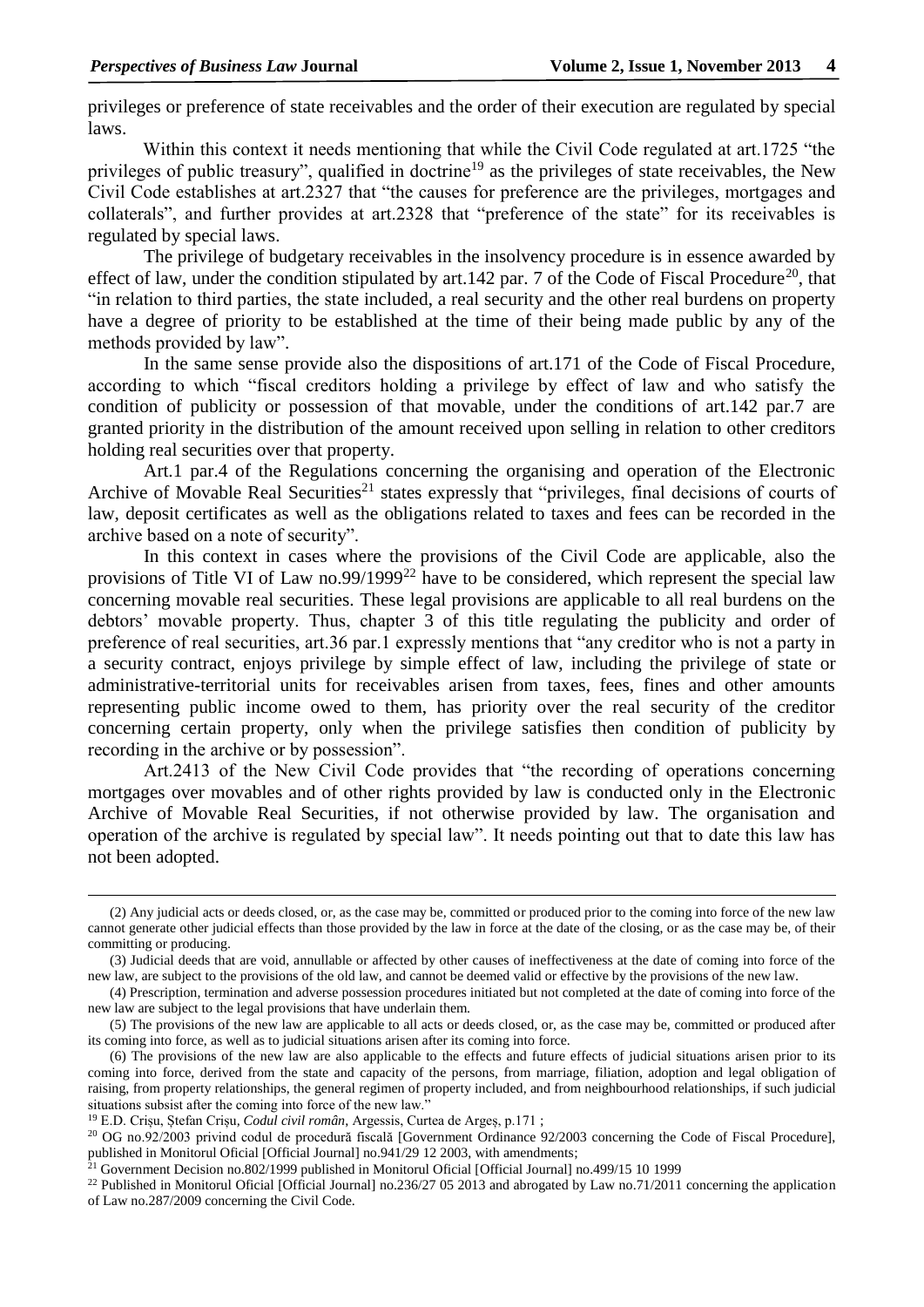privileges or preference of state receivables and the order of their execution are regulated by special laws.

Within this context it needs mentioning that while the Civil Code regulated at art.1725 "the privileges of public treasury", qualified in doctrine[19] as the privileges of state receivables, the New Civil Code establishes at art.2327 that "the causes for preference are the privileges, mortgages and collaterals", and further provides at art.2328 that "preference of the state" for its receivables is regulated by special laws.

The privilege of budgetary receivables in the insolvency procedure is in essence awarded by effect of law, under the condition stipulated by art.142 par. 7 of the Code of Fiscal Procedure[20], that "in relation to third parties, the state included, a real security and the other real burdens on property have a degree of priority to be established at the time of their being made public by any of the methods provided by law".

In the same sense provide also the dispositions of art.171 of the Code of Fiscal Procedure, according to which "fiscal creditors holding a privilege by effect of law and who satisfy the condition of publicity or possession of that movable, under the conditions of art.142 par.7 are granted priority in the distribution of the amount received upon selling in relation to other creditors holding real securities over that property.

Art.1 par.4 of the Regulations concerning the organising and operation of the Electronic Archive of Movable Real Securities[21] states expressly that "privileges, final decisions of courts of law, deposit certificates as well as the obligations related to taxes and fees can be recorded in the archive based on a note of security".

In this context in cases where the provisions of the Civil Code are applicable, also the provisions of Title VI of Law no.99/1999[22] have to be considered, which represent the special law concerning movable real securities. These legal provisions are applicable to all real burdens on the debtors' movable property. Thus, chapter 3 of this title regulating the publicity and order of preference of real securities, art.36 par.1 expressly mentions that "any creditor who is not a party in a security contract, enjoys privilege by simple effect of law, including the privilege of state or administrative-territorial units for receivables arisen from taxes, fees, fines and other amounts representing public income owed to them, has priority over the real security of the creditor concerning certain property, only when the privilege satisfies then condition of publicity by recording in the archive or by possession".

Art.2413 of the New Civil Code provides that "the recording of operations concerning mortgages over movables and of other rights provided by law is conducted only in the Electronic Archive of Movable Real Securities, if not otherwise provided by law. The organisation and operation of the archive is regulated by special law". It needs pointing out that to date this law has not been adopted.

---

(2) Any judicial acts or deeds closed, or, as the case may be, committed or produced prior to the coming into force of the new law cannot generate other judicial effects than those provided by the law in force at the date of the closing, or as the case may be, of their committing or producing.

(3) Judicial deeds that are void, annullable or affected by other causes of ineffectiveness at the date of coming into force of the new law, are subject to the provisions of the old law, and cannot be deemed valid or effective by the provisions of the new law.

(4) Prescription, termination and adverse possession procedures initiated but not completed at the date of coming into force of the new law are subject to the legal provisions that have underlain them.

(5) The provisions of the new law are applicable to all acts or deeds closed, or, as the case may be, committed or produced after its coming into force, as well as to judicial situations arisen after its coming into force.

(6) The provisions of the new law are also applicable to the effects and future effects of judicial situations arisen prior to its coming into force, derived from the state and capacity of the persons, from marriage, filiation, adoption and legal obligation of raising, from property relationships, the general regimen of property included, and from neighbourhood relationships, if such judicial situations subsist after the coming into force of the new law."

[19] E.D. Crișu, Ștefan Crișu, *Codul civil român*, Argessis, Curtea de Argeș, p.171 ;

[20] OG no.92/2003 privind codul de procedură fiscală [Government Ordinance 92/2003 concerning the Code of Fiscal Procedure], published in Monitorul Oficial [Official Journal] no.941/29 12 2003, with amendments;

[21] Government Decision no.802/1999 published in Monitorul Oficial [Official Journal] no.499/15 10 1999

[22] Published in Monitorul Oficial [Official Journal] no.236/27 05 2013 and abrogated by Law no.71/2011 concerning the application of Law no.287/2009 concerning the Civil Code.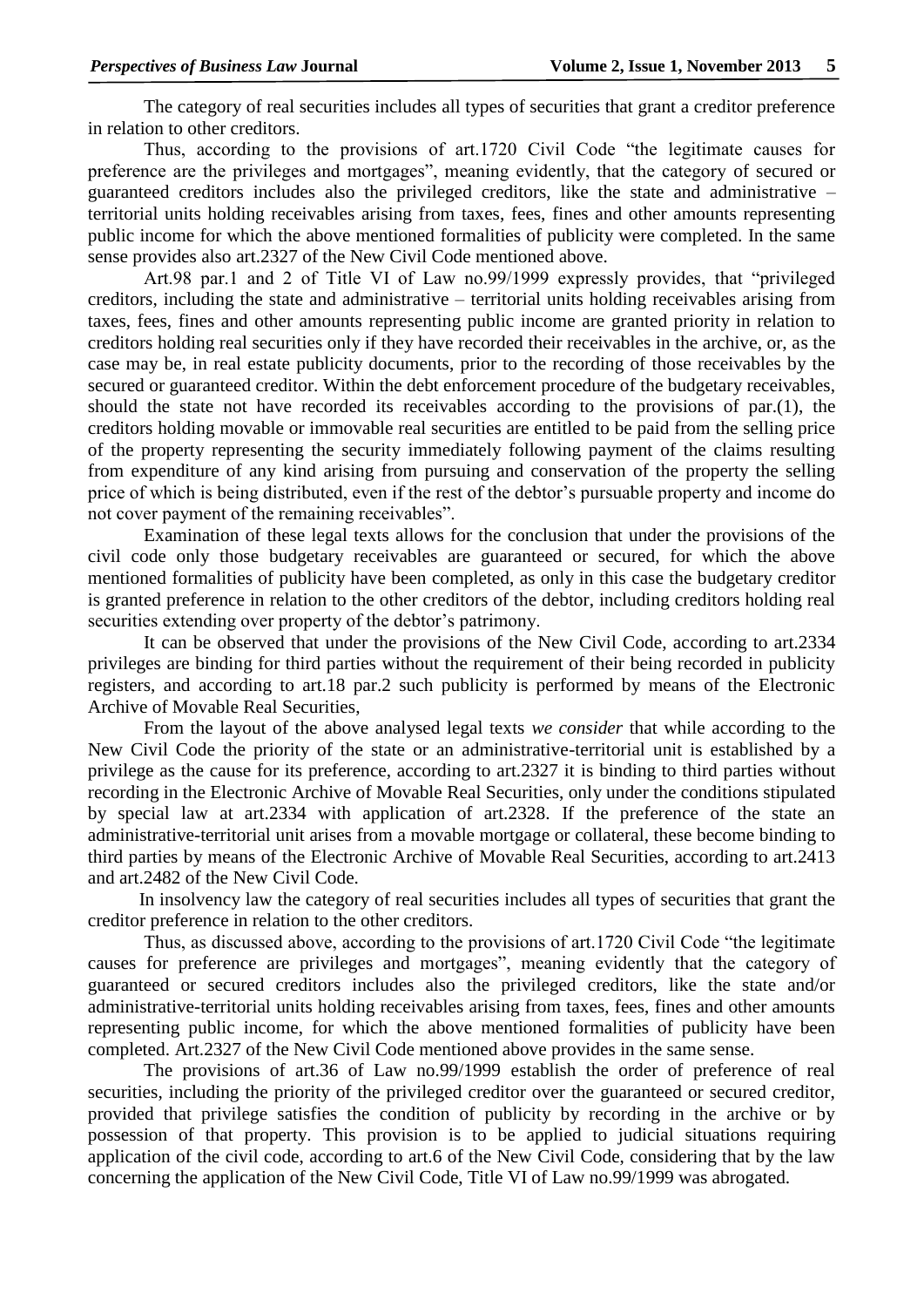The category of real securities includes all types of securities that grant a creditor preference in relation to other creditors.

Thus, according to the provisions of art.1720 Civil Code "the legitimate causes for preference are the privileges and mortgages", meaning evidently, that the category of secured or guaranteed creditors includes also the privileged creditors, like the state and administrative – territorial units holding receivables arising from taxes, fees, fines and other amounts representing public income for which the above mentioned formalities of publicity were completed. In the same sense provides also art.2327 of the New Civil Code mentioned above.

Art.98 par.1 and 2 of Title VI of Law no.99/1999 expressly provides, that "privileged creditors, including the state and administrative – territorial units holding receivables arising from taxes, fees, fines and other amounts representing public income are granted priority in relation to creditors holding real securities only if they have recorded their receivables in the archive, or, as the case may be, in real estate publicity documents, prior to the recording of those receivables by the secured or guaranteed creditor. Within the debt enforcement procedure of the budgetary receivables, should the state not have recorded its receivables according to the provisions of par.(1), the creditors holding movable or immovable real securities are entitled to be paid from the selling price of the property representing the security immediately following payment of the claims resulting from expenditure of any kind arising from pursuing and conservation of the property the selling price of which is being distributed, even if the rest of the debtor's pursuable property and income do not cover payment of the remaining receivables".

Examination of these legal texts allows for the conclusion that under the provisions of the civil code only those budgetary receivables are guaranteed or secured, for which the above mentioned formalities of publicity have been completed, as only in this case the budgetary creditor is granted preference in relation to the other creditors of the debtor, including creditors holding real securities extending over property of the debtor's patrimony.

It can be observed that under the provisions of the New Civil Code, according to art.2334 privileges are binding for third parties without the requirement of their being recorded in publicity registers, and according to art.18 par.2 such publicity is performed by means of the Electronic Archive of Movable Real Securities,

From the layout of the above analysed legal texts *we consider* that while according to the New Civil Code the priority of the state or an administrative-territorial unit is established by a privilege as the cause for its preference, according to art.2327 it is binding to third parties without recording in the Electronic Archive of Movable Real Securities, only under the conditions stipulated by special law at art.2334 with application of art.2328. If the preference of the state an administrative-territorial unit arises from a movable mortgage or collateral, these become binding to third parties by means of the Electronic Archive of Movable Real Securities, according to art.2413 and art.2482 of the New Civil Code.

In insolvency law the category of real securities includes all types of securities that grant the creditor preference in relation to the other creditors.

Thus, as discussed above, according to the provisions of art.1720 Civil Code "the legitimate causes for preference are privileges and mortgages", meaning evidently that the category of guaranteed or secured creditors includes also the privileged creditors, like the state and/or administrative-territorial units holding receivables arising from taxes, fees, fines and other amounts representing public income, for which the above mentioned formalities of publicity have been completed. Art.2327 of the New Civil Code mentioned above provides in the same sense.

The provisions of art.36 of Law no.99/1999 establish the order of preference of real securities, including the priority of the privileged creditor over the guaranteed or secured creditor, provided that privilege satisfies the condition of publicity by recording in the archive or by possession of that property. This provision is to be applied to judicial situations requiring application of the civil code, according to art.6 of the New Civil Code, considering that by the law concerning the application of the New Civil Code, Title VI of Law no.99/1999 was abrogated.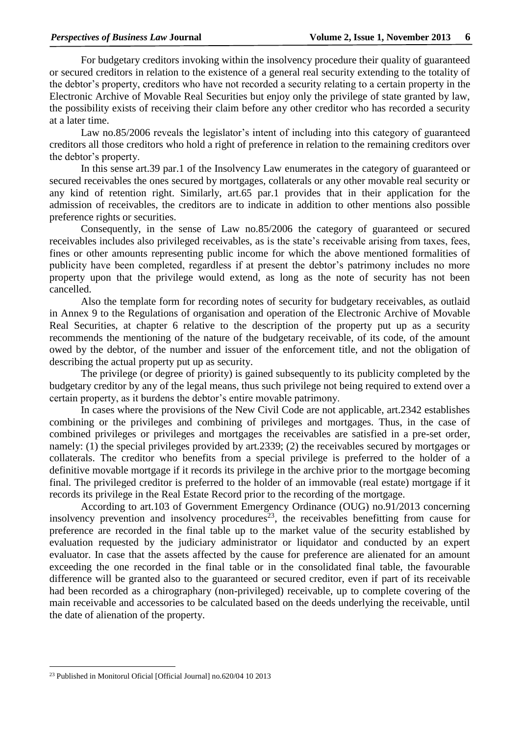For budgetary creditors invoking within the insolvency procedure their quality of guaranteed or secured creditors in relation to the existence of a general real security extending to the totality of the debtor's property, creditors who have not recorded a security relating to a certain property in the Electronic Archive of Movable Real Securities but enjoy only the privilege of state granted by law, the possibility exists of receiving their claim before any other creditor who has recorded a security at a later time.

Law no.85/2006 reveals the legislator's intent of including into this category of guaranteed creditors all those creditors who hold a right of preference in relation to the remaining creditors over the debtor's property.

In this sense art.39 par.1 of the Insolvency Law enumerates in the category of guaranteed or secured receivables the ones secured by mortgages, collaterals or any other movable real security or any kind of retention right. Similarly, art.65 par.1 provides that in their application for the admission of receivables, the creditors are to indicate in addition to other mentions also possible preference rights or securities.

Consequently, in the sense of Law no.85/2006 the category of guaranteed or secured receivables includes also privileged receivables, as is the state's receivable arising from taxes, fees, fines or other amounts representing public income for which the above mentioned formalities of publicity have been completed, regardless if at present the debtor's patrimony includes no more property upon that the privilege would extend, as long as the note of security has not been cancelled.

Also the template form for recording notes of security for budgetary receivables, as outlaid in Annex 9 to the Regulations of organisation and operation of the Electronic Archive of Movable Real Securities, at chapter 6 relative to the description of the property put up as a security recommends the mentioning of the nature of the budgetary receivable, of its code, of the amount owed by the debtor, of the number and issuer of the enforcement title, and not the obligation of describing the actual property put up as security.

The privilege (or degree of priority) is gained subsequently to its publicity completed by the budgetary creditor by any of the legal means, thus such privilege not being required to extend over a certain property, as it burdens the debtor's entire movable patrimony.

In cases where the provisions of the New Civil Code are not applicable, art.2342 establishes combining or the privileges and combining of privileges and mortgages. Thus, in the case of combined privileges or privileges and mortgages the receivables are satisfied in a pre-set order, namely: (1) the special privileges provided by art.2339; (2) the receivables secured by mortgages or collaterals. The creditor who benefits from a special privilege is preferred to the holder of a definitive movable mortgage if it records its privilege in the archive prior to the mortgage becoming final. The privileged creditor is preferred to the holder of an immovable (real estate) mortgage if it records its privilege in the Real Estate Record prior to the recording of the mortgage.

According to art.103 of Government Emergency Ordinance (OUG) no.91/2013 concerning insolvency prevention and insolvency procedures[23], the receivables benefitting from cause for preference are recorded in the final table up to the market value of the security established by evaluation requested by the judiciary administrator or liquidator and conducted by an expert evaluator. In case that the assets affected by the cause for preference are alienated for an amount exceeding the one recorded in the final table or in the consolidated final table, the favourable difference will be granted also to the guaranteed or secured creditor, even if part of its receivable had been recorded as a chirographary (non-privileged) receivable, up to complete covering of the main receivable and accessories to be calculated based on the deeds underlying the receivable, until the date of alienation of the property.

[23] Published in Monitorul Oficial [Official Journal] no.620/04 10 2013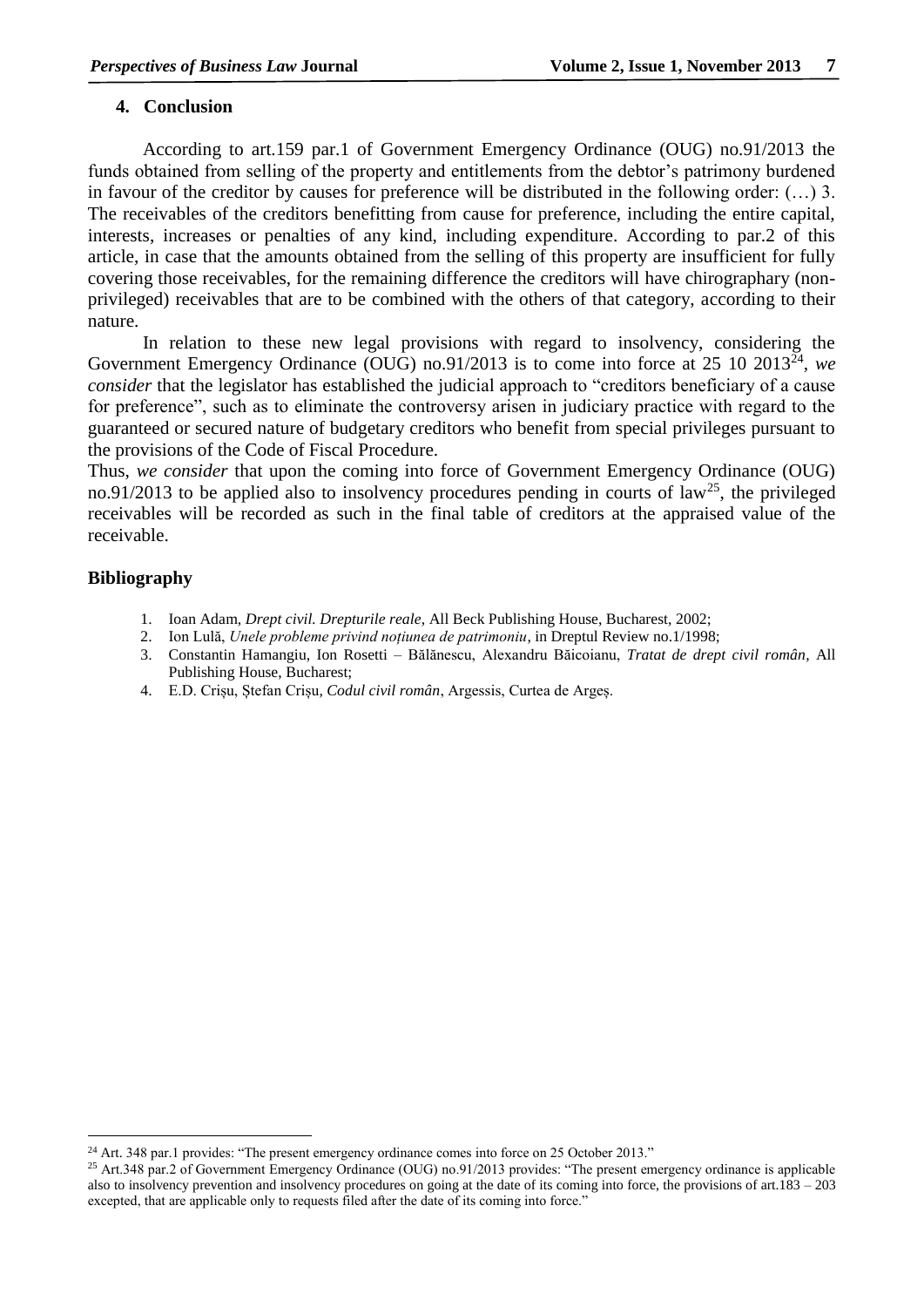## 4. Conclusion

According to art.159 par.1 of Government Emergency Ordinance (OUG) no.91/2013 the funds obtained from selling of the property and entitlements from the debtor's patrimony burdened in favour of the creditor by causes for preference will be distributed in the following order: (…) 3. The receivables of the creditors benefitting from cause for preference, including the entire capital, interests, increases or penalties of any kind, including expenditure. According to par.2 of this article, in case that the amounts obtained from the selling of this property are insufficient for fully covering those receivables, for the remaining difference the creditors will have chirographary (non-privileged) receivables that are to be combined with the others of that category, according to their nature.

In relation to these new legal provisions with regard to insolvency, considering the Government Emergency Ordinance (OUG) no.91/2013 is to come into force at 25 10 2013[24], *we consider* that the legislator has established the judicial approach to "creditors beneficiary of a cause for preference", such as to eliminate the controversy arisen in judiciary practice with regard to the guaranteed or secured nature of budgetary creditors who benefit from special privileges pursuant to the provisions of the Code of Fiscal Procedure.

Thus, *we consider* that upon the coming into force of Government Emergency Ordinance (OUG) no.91/2013 to be applied also to insolvency procedures pending in courts of law[25], the privileged receivables will be recorded as such in the final table of creditors at the appraised value of the receivable.

## Bibliography

1. Ioan Adam, *Drept civil. Drepturile reale*, All Beck Publishing House, Bucharest, 2002;
2. Ion Lulă, *Unele probleme privind noțiunea de patrimoniu*, in Dreptul Review no.1/1998;
3. Constantin Hamangiu, Ion Rosetti – Bălănescu, Alexandru Băicoianu, *Tratat de drept civil român*, All Publishing House, Bucharest;
4. E.D. Crișu, Ștefan Crișu, *Codul civil român*, Argessis, Curtea de Argeș.

---

[24] Art. 348 par.1 provides: "The present emergency ordinance comes into force on 25 October 2013."

[25] Art.348 par.2 of Government Emergency Ordinance (OUG) no.91/2013 provides: "The present emergency ordinance is applicable also to insolvency prevention and insolvency procedures on going at the date of its coming into force, the provisions of art.183 – 203 excepted, that are applicable only to requests filed after the date of its coming into force."